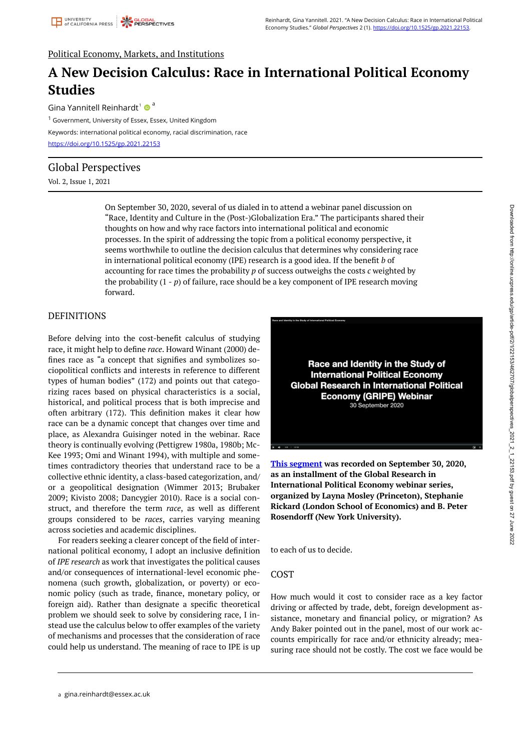Political Economy, Markets, and Institutions

# A New Decision Calculus: Race in International Political Economy Studies

Gina Yannitell Reinhardt[1] [a]

[1] Government, University of Essex, Essex, United Kingdom

Keywords: international political economy, racial discrimination, race

https://doi.org/10.1525/gp.2021.22153

## Global Perspectives

Vol. 2, Issue 1, 2021

On September 30, 2020, several of us dialed in to attend a webinar panel discussion on "Race, Identity and Culture in the (Post-)Globalization Era." The participants shared their thoughts on how and why race factors into international political and economic processes. In the spirit of addressing the topic from a political economy perspective, it seems worthwhile to outline the decision calculus that determines why considering race in international political economy (IPE) research is a good idea. If the benefit $b$ of accounting for race times the probability $p$ of success outweighs the costs $c$ weighted by the probability $(1 - p)$ of failure, race should be a key component of IPE research moving forward.

## DEFINITIONS

Before delving into the cost-benefit calculus of studying race, it might help to define *race*. Howard Winant (2000) defines race as "a concept that signifies and symbolizes sociopolitical conflicts and interests in reference to different types of human bodies" (172) and points out that categorizing races based on physical characteristics is a social, historical, and political process that is both imprecise and often arbitrary (172). This definition makes it clear how race can be a dynamic concept that changes over time and place, as Alexandra Guisinger noted in the webinar. Race theory is continually evolving (Pettigrew 1980a, 1980b; McKee 1993; Omi and Winant 1994), with multiple and sometimes contradictory theories that understand race to be a collective ethnic identity, a class-based categorization, and/or a geopolitical designation (Wimmer 2013; Brubaker 2009; Kivisto 2008; Dancygier 2010). Race is a social construct, and therefore the term *race*, as well as different groups considered to be *races*, carries varying meaning across societies and academic disciplines.

For readers seeking a clearer concept of the field of international political economy, I adopt an inclusive definition of *IPE research* as work that investigates the political causes and/or consequences of international-level economic phenomena (such growth, globalization, or poverty) or economic policy (such as trade, finance, monetary policy, or foreign aid). Rather than designate a specific theoretical problem we should seek to solve by considering race, I instead use the calculus below to offer examples of the variety of mechanisms and processes that the consideration of race could help us understand. The meaning of race to IPE is up to each of us to decide.

**This segment was recorded on September 30, 2020, as an installment of the Global Research in International Political Economy webinar series, organized by Layna Mosley (Princeton), Stephanie Rickard (London School of Economics) and B. Peter Rosendorff (New York University).**

## COST

How much would it cost to consider race as a key factor driving or affected by trade, debt, foreign development assistance, monetary and financial policy, or migration? As Andy Baker pointed out in the panel, most of our work accounts empirically for race and/or ethnicity already; measuring race should not be costly. The cost we face would be

[a] gina.reinhardt@essex.ac.uk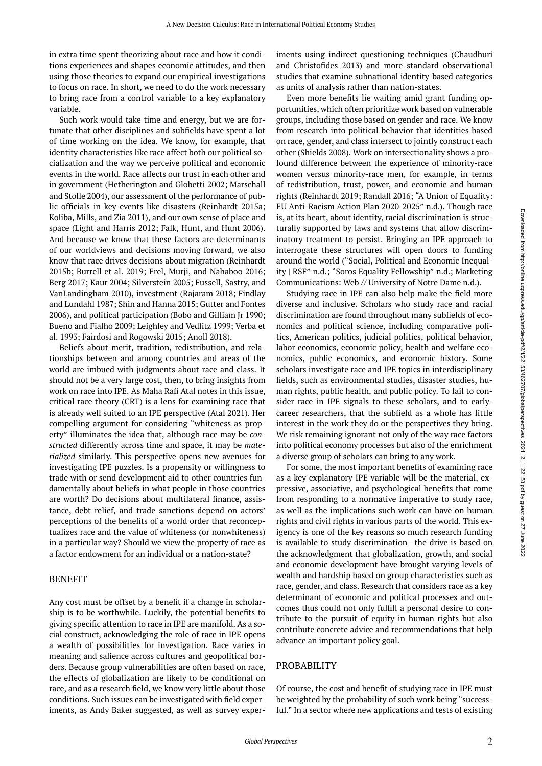in extra time spent theorizing about race and how it conditions experiences and shapes economic attitudes, and then using those theories to expand our empirical investigations to focus on race. In short, we need to do the work necessary to bring race from a control variable to a key explanatory variable.

Such work would take time and energy, but we are fortunate that other disciplines and subfields have spent a lot of time working on the idea. We know, for example, that identity characteristics like race affect both our political socialization and the way we perceive political and economic events in the world. Race affects our trust in each other and in government (Hetherington and Globetti 2002; Marschall and Stolle 2004), our assessment of the performance of public officials in key events like disasters (Reinhardt 2015a; Koliba, Mills, and Zia 2011), and our own sense of place and space (Light and Harris 2012; Falk, Hunt, and Hunt 2006). And because we know that these factors are determinants of our worldviews and decisions moving forward, we also know that race drives decisions about migration (Reinhardt 2015b; Burrell et al. 2019; Erel, Murji, and Nahaboo 2016; Berg 2017; Kaur 2004; Silverstein 2005; Fussell, Sastry, and VanLandingham 2010), investment (Rajaram 2018; Findlay and Lundahl 1987; Shin and Hanna 2015; Gutter and Fontes 2006), and political participation (Bobo and Gilliam Jr 1990; Bueno and Fialho 2009; Leighley and Vedlitz 1999; Verba et al. 1993; Fairdosi and Rogowski 2015; Anoll 2018).

Beliefs about merit, tradition, redistribution, and relationships between and among countries and areas of the world are imbued with judgments about race and class. It should not be a very large cost, then, to bring insights from work on race into IPE. As Maha Rafi Atal notes in this issue, critical race theory (CRT) is a lens for examining race that is already well suited to an IPE perspective (Atal 2021). Her compelling argument for considering "whiteness as property" illuminates the idea that, although race may be *constructed* differently across time and space, it may be *materialized* similarly. This perspective opens new avenues for investigating IPE puzzles. Is a propensity or willingness to trade with or send development aid to other countries fundamentally about beliefs in what people in those countries are worth? Do decisions about multilateral finance, assistance, debt relief, and trade sanctions depend on actors' perceptions of the benefits of a world order that reconceptualizes race and the value of whiteness (or nonwhiteness) in a particular way? Should we view the property of race as a factor endowment for an individual or a nation-state?

## BENEFIT

Any cost must be offset by a benefit if a change in scholarship is to be worthwhile. Luckily, the potential benefits to giving specific attention to race in IPE are manifold. As a social construct, acknowledging the role of race in IPE opens a wealth of possibilities for investigation. Race varies in meaning and salience across cultures and geopolitical borders. Because group vulnerabilities are often based on race, the effects of globalization are likely to be conditional on race, and as a research field, we know very little about those conditions. Such issues can be investigated with field experiments, as Andy Baker suggested, as well as survey experiments using indirect questioning techniques (Chaudhuri and Christofides 2013) and more standard observational studies that examine subnational identity-based categories as units of analysis rather than nation-states.

Even more benefits lie waiting amid grant funding opportunities, which often prioritize work based on vulnerable groups, including those based on gender and race. We know from research into political behavior that identities based on race, gender, and class intersect to jointly construct each other (Shields 2008). Work on intersectionality shows a profound difference between the experience of minority-race women versus minority-race men, for example, in terms of redistribution, trust, power, and economic and human rights (Reinhardt 2019; Randall 2016; "A Union of Equality: EU Anti-Racism Action Plan 2020-2025" n.d.). Though race is, at its heart, about identity, racial discrimination is structurally supported by laws and systems that allow discriminatory treatment to persist. Bringing an IPE approach to interrogate these structures will open doors to funding around the world ("Social, Political and Economic Inequality | RSF" n.d.; "Soros Equality Fellowship" n.d.; Marketing Communications: Web // University of Notre Dame n.d.).

Studying race in IPE can also help make the field more diverse and inclusive. Scholars who study race and racial discrimination are found throughout many subfields of economics and political science, including comparative politics, American politics, judicial politics, political behavior, labor economics, economic policy, health and welfare economics, public economics, and economic history. Some scholars investigate race and IPE topics in interdisciplinary fields, such as environmental studies, disaster studies, human rights, public health, and public policy. To fail to consider race in IPE signals to these scholars, and to early-career researchers, that the subfield as a whole has little interest in the work they do or the perspectives they bring. We risk remaining ignorant not only of the way race factors into political economy processes but also of the enrichment a diverse group of scholars can bring to any work.

For some, the most important benefits of examining race as a key explanatory IPE variable will be the material, expressive, associative, and psychological benefits that come from responding to a normative imperative to study race, as well as the implications such work can have on human rights and civil rights in various parts of the world. This exigency is one of the key reasons so much research funding is available to study discrimination—the drive is based on the acknowledgment that globalization, growth, and social and economic development have brought varying levels of wealth and hardship based on group characteristics such as race, gender, and class. Research that considers race as a key determinant of economic and political processes and outcomes thus could not only fulfill a personal desire to contribute to the pursuit of equity in human rights but also contribute concrete advice and recommendations that help advance an important policy goal.

## PROBABILITY

Of course, the cost and benefit of studying race in IPE must be weighted by the probability of such work being "successful." In a sector where new applications and tests of existing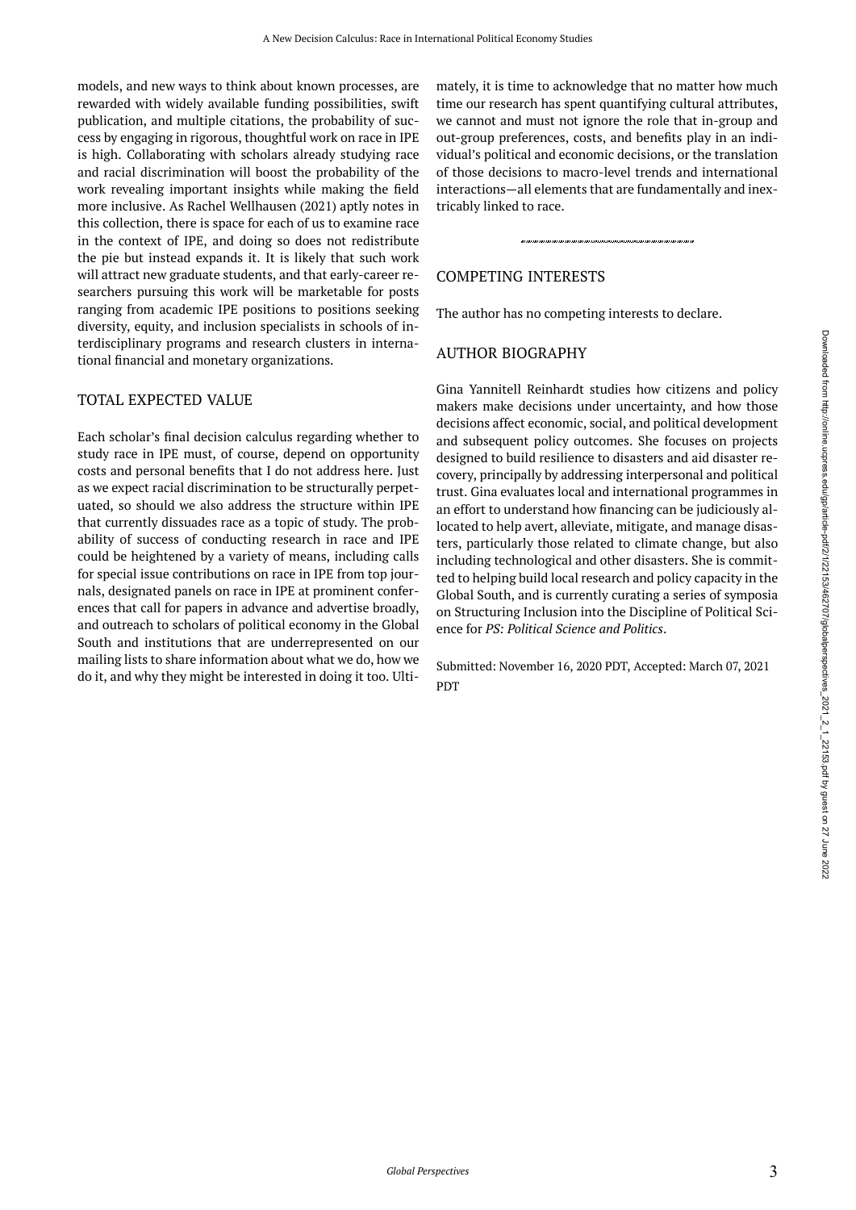models, and new ways to think about known processes, are rewarded with widely available funding possibilities, swift publication, and multiple citations, the probability of success by engaging in rigorous, thoughtful work on race in IPE is high. Collaborating with scholars already studying race and racial discrimination will boost the probability of the work revealing important insights while making the field more inclusive. As Rachel Wellhausen (2021) aptly notes in this collection, there is space for each of us to examine race in the context of IPE, and doing so does not redistribute the pie but instead expands it. It is likely that such work will attract new graduate students, and that early-career researchers pursuing this work will be marketable for posts ranging from academic IPE positions to positions seeking diversity, equity, and inclusion specialists in schools of interdisciplinary programs and research clusters in international financial and monetary organizations.

## TOTAL EXPECTED VALUE

Each scholar's final decision calculus regarding whether to study race in IPE must, of course, depend on opportunity costs and personal benefits that I do not address here. Just as we expect racial discrimination to be structurally perpetuated, so should we also address the structure within IPE that currently dissuades race as a topic of study. The probability of success of conducting research in race and IPE could be heightened by a variety of means, including calls for special issue contributions on race in IPE from top journals, designated panels on race in IPE at prominent conferences that call for papers in advance and advertise broadly, and outreach to scholars of political economy in the Global South and institutions that are underrepresented on our mailing lists to share information about what we do, how we do it, and why they might be interested in doing it too. Ultimately, it is time to acknowledge that no matter how much time our research has spent quantifying cultural attributes, we cannot and must not ignore the role that in-group and out-group preferences, costs, and benefits play in an individual's political and economic decisions, or the translation of those decisions to macro-level trends and international interactions—all elements that are fundamentally and inextricably linked to race.

## COMPETING INTERESTS

The author has no competing interests to declare.

## AUTHOR BIOGRAPHY

Gina Yannitell Reinhardt studies how citizens and policy makers make decisions under uncertainty, and how those decisions affect economic, social, and political development and subsequent policy outcomes. She focuses on projects designed to build resilience to disasters and aid disaster recovery, principally by addressing interpersonal and political trust. Gina evaluates local and international programmes in an effort to understand how financing can be judiciously allocated to help avert, alleviate, mitigate, and manage disasters, particularly those related to climate change, but also including technological and other disasters. She is committed to helping build local research and policy capacity in the Global South, and is currently curating a series of symposia on Structuring Inclusion into the Discipline of Political Science for *PS: Political Science and Politics*.

Submitted: November 16, 2020 PDT, Accepted: March 07, 2021 PDT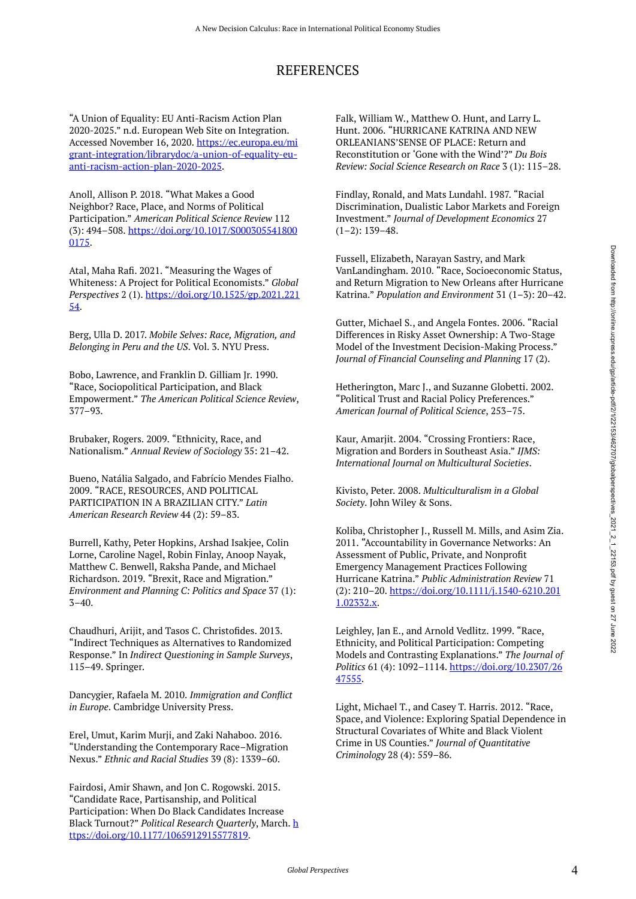# REFERENCES

"A Union of Equality: EU Anti-Racism Action Plan 2020-2025." n.d. European Web Site on Integration. Accessed November 16, 2020. https://ec.europa.eu/migrant-integration/librarydoc/a-union-of-equality-eu-anti-racism-action-plan-2020-2025.

Anoll, Allison P. 2018. "What Makes a Good Neighbor? Race, Place, and Norms of Political Participation." *American Political Science Review* 112 (3): 494–508. https://doi.org/10.1017/S0003055418000175.

Atal, Maha Rafi. 2021. "Measuring the Wages of Whiteness: A Project for Political Economists." *Global Perspectives* 2 (1). https://doi.org/10.1525/gp.2021.22154.

Berg, Ulla D. 2017. *Mobile Selves: Race, Migration, and Belonging in Peru and the US*. Vol. 3. NYU Press.

Bobo, Lawrence, and Franklin D. Gilliam Jr. 1990. "Race, Sociopolitical Participation, and Black Empowerment." *The American Political Science Review*, 377–93.

Brubaker, Rogers. 2009. "Ethnicity, Race, and Nationalism." *Annual Review of Sociology* 35: 21–42.

Bueno, Natália Salgado, and Fabrício Mendes Fialho. 2009. "RACE, RESOURCES, AND POLITICAL PARTICIPATION IN A BRAZILIAN CITY." *Latin American Research Review* 44 (2): 59–83.

Burrell, Kathy, Peter Hopkins, Arshad Isakjee, Colin Lorne, Caroline Nagel, Robin Finlay, Anoop Nayak, Matthew C. Benwell, Raksha Pande, and Michael Richardson. 2019. "Brexit, Race and Migration." *Environment and Planning C: Politics and Space* 37 (1): 3–40.

Chaudhuri, Arijit, and Tasos C. Christofides. 2013. "Indirect Techniques as Alternatives to Randomized Response." In *Indirect Questioning in Sample Surveys*, 115–49. Springer.

Dancygier, Rafaela M. 2010. *Immigration and Conflict in Europe*. Cambridge University Press.

Erel, Umut, Karim Murji, and Zaki Nahaboo. 2016. "Understanding the Contemporary Race–Migration Nexus." *Ethnic and Racial Studies* 39 (8): 1339–60.

Fairdosi, Amir Shawn, and Jon C. Rogowski. 2015. "Candidate Race, Partisanship, and Political Participation: When Do Black Candidates Increase Black Turnout?" *Political Research Quarterly*, March. https://doi.org/10.1177/1065912915577819.

Falk, William W., Matthew O. Hunt, and Larry L. Hunt. 2006. "HURRICANE KATRINA AND NEW ORLEANIANS'SENSE OF PLACE: Return and Reconstitution or 'Gone with the Wind'?" *Du Bois Review: Social Science Research on Race* 3 (1): 115–28.

Findlay, Ronald, and Mats Lundahl. 1987. "Racial Discrimination, Dualistic Labor Markets and Foreign Investment." *Journal of Development Economics* 27 (1–2): 139–48.

Fussell, Elizabeth, Narayan Sastry, and Mark VanLandingham. 2010. "Race, Socioeconomic Status, and Return Migration to New Orleans after Hurricane Katrina." *Population and Environment* 31 (1–3): 20–42.

Gutter, Michael S., and Angela Fontes. 2006. "Racial Differences in Risky Asset Ownership: A Two-Stage Model of the Investment Decision-Making Process." *Journal of Financial Counseling and Planning* 17 (2).

Hetherington, Marc J., and Suzanne Globetti. 2002. "Political Trust and Racial Policy Preferences." *American Journal of Political Science*, 253–75.

Kaur, Amarjit. 2004. "Crossing Frontiers: Race, Migration and Borders in Southeast Asia." *IJMS: International Journal on Multicultural Societies*.

Kivisto, Peter. 2008. *Multiculturalism in a Global Society*. John Wiley & Sons.

Koliba, Christopher J., Russell M. Mills, and Asim Zia. 2011. "Accountability in Governance Networks: An Assessment of Public, Private, and Nonprofit Emergency Management Practices Following Hurricane Katrina." *Public Administration Review* 71 (2): 210–20. https://doi.org/10.1111/j.1540-6210.2011.02332.x.

Leighley, Jan E., and Arnold Vedlitz. 1999. "Race, Ethnicity, and Political Participation: Competing Models and Contrasting Explanations." *The Journal of Politics* 61 (4): 1092–1114. https://doi.org/10.2307/2647555.

Light, Michael T., and Casey T. Harris. 2012. "Race, Space, and Violence: Exploring Spatial Dependence in Structural Covariates of White and Black Violent Crime in US Counties." *Journal of Quantitative Criminology* 28 (4): 559–86.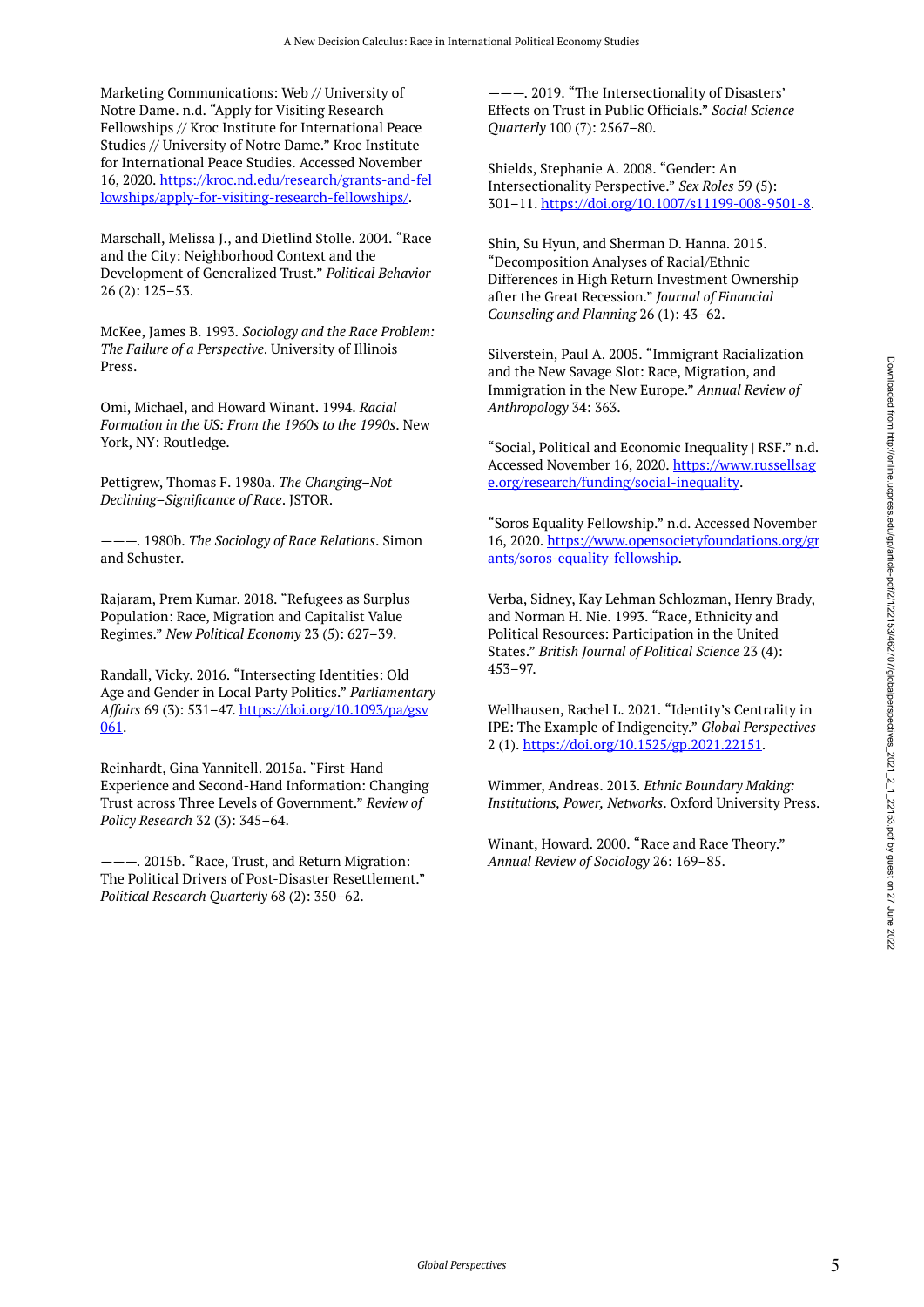Marketing Communications: Web // University of Notre Dame. n.d. "Apply for Visiting Research Fellowships // Kroc Institute for International Peace Studies // University of Notre Dame." Kroc Institute for International Peace Studies. Accessed November 16, 2020. https://kroc.nd.edu/research/grants-and-fellowships/apply-for-visiting-research-fellowships/.

Marschall, Melissa J., and Dietlind Stolle. 2004. "Race and the City: Neighborhood Context and the Development of Generalized Trust." *Political Behavior* 26 (2): 125–53.

McKee, James B. 1993. *Sociology and the Race Problem: The Failure of a Perspective*. University of Illinois Press.

Omi, Michael, and Howard Winant. 1994. *Racial Formation in the US: From the 1960s to the 1990s*. New York, NY: Routledge.

Pettigrew, Thomas F. 1980a. *The Changing–Not Declining–Significance of Race*. JSTOR.

———. 1980b. *The Sociology of Race Relations*. Simon and Schuster.

Rajaram, Prem Kumar. 2018. "Refugees as Surplus Population: Race, Migration and Capitalist Value Regimes." *New Political Economy* 23 (5): 627–39.

Randall, Vicky. 2016. "Intersecting Identities: Old Age and Gender in Local Party Politics." *Parliamentary Affairs* 69 (3): 531–47. https://doi.org/10.1093/pa/gsv061.

Reinhardt, Gina Yannitell. 2015a. "First-Hand Experience and Second-Hand Information: Changing Trust across Three Levels of Government." *Review of Policy Research* 32 (3): 345–64.

———. 2015b. "Race, Trust, and Return Migration: The Political Drivers of Post-Disaster Resettlement." *Political Research Quarterly* 68 (2): 350–62.

———. 2019. "The Intersectionality of Disasters' Effects on Trust in Public Officials." *Social Science Quarterly* 100 (7): 2567–80.

Shields, Stephanie A. 2008. "Gender: An Intersectionality Perspective." *Sex Roles* 59 (5): 301–11. https://doi.org/10.1007/s11199-008-9501-8.

Shin, Su Hyun, and Sherman D. Hanna. 2015. "Decomposition Analyses of Racial/Ethnic Differences in High Return Investment Ownership after the Great Recession." *Journal of Financial Counseling and Planning* 26 (1): 43–62.

Silverstein, Paul A. 2005. "Immigrant Racialization and the New Savage Slot: Race, Migration, and Immigration in the New Europe." *Annual Review of Anthropology* 34: 363.

"Social, Political and Economic Inequality | RSF." n.d. Accessed November 16, 2020. https://www.russellsage.org/research/funding/social-inequality.

"Soros Equality Fellowship." n.d. Accessed November 16, 2020. https://www.opensocietyfoundations.org/grants/soros-equality-fellowship.

Verba, Sidney, Kay Lehman Schlozman, Henry Brady, and Norman H. Nie. 1993. "Race, Ethnicity and Political Resources: Participation in the United States." *British Journal of Political Science* 23 (4): 453–97.

Wellhausen, Rachel L. 2021. "Identity's Centrality in IPE: The Example of Indigeneity." *Global Perspectives* 2 (1). https://doi.org/10.1525/gp.2021.22151.

Wimmer, Andreas. 2013. *Ethnic Boundary Making: Institutions, Power, Networks*. Oxford University Press.

Winant, Howard. 2000. "Race and Race Theory." *Annual Review of Sociology* 26: 169–85.